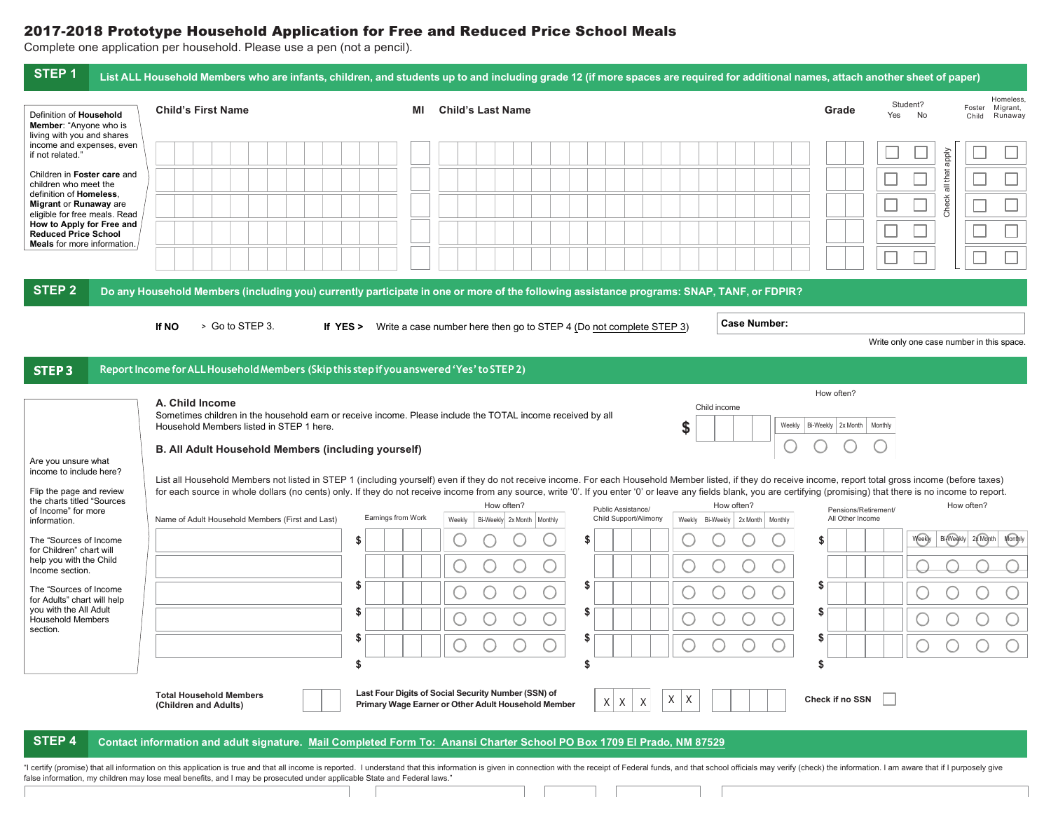# 2017-2018 Prototype Household Application for Free and Reduced Price School Meals

Complete one application per household. Please use a pen (not a pencil).

## STEP 1 List ALL Household Members who are infants, children, and students up to and including grade 12 (if more spaces are required for additional names, attach another sheet of paper)

Definition of **Household Member**: "Anyone who is living with you and shares income and expenses, even if not related."

Children in **Foster care** and children who meet the definition of **Homeless, Migrant** or **Runaway** are eligible for free meals. Read **How to Apply for Free and Reduced Price School Meals** for more information.

| Child's First Name | MI | Child's Last Name | Grade | Student? Yes | Student? No | Foster Child | Homeless, Migrant, Runaway |
|---|---|---|---|---|---|---|---|
| | | | | ☐ | ☐ | ☐ | ☐ |
| | | | | ☐ | ☐ | ☐ | ☐ |
| | | | | ☐ | ☐ | ☐ | ☐ |
| | | | | ☐ | ☐ | ☐ | ☐ |
| | | | | ☐ | ☐ | ☐ | ☐ |

Check all that apply

## STEP 2 Do any Household Members (including you) currently participate in one or more of the following assistance programs: SNAP, TANF, or FDPIR?

**If NO** > Go to STEP 3. **If YES >** Write a case number here then go to STEP 4 (Do not complete STEP 3)

**Case Number:**

Write only one case number in this space.

## STEP 3 Report Income for ALL Household Members (Skip this step if you answered 'Yes' to STEP 2)

Are you unsure what income to include here?

Flip the page and review the charts titled "Sources of Income" for more information.

The "Sources of Income for Children" chart will help you with the Child Income section.

The "Sources of Income for Adults" chart will help you with the All Adult Household Members section.

**A. Child Income**

Sometimes children in the household earn or receive income. Please include the TOTAL income received by all Household Members listed in STEP 1 here.

Child income $ ____ How often? ○ Weekly ○ Bi-Weekly ○ 2x Month ○ Monthly

**B. All Adult Household Members (including yourself)**

List all Household Members not listed in STEP 1 (including yourself) even if they do not receive income. For each Household Member listed, if they do receive income, report total gross income (before taxes) for each source in whole dollars (no cents) only. If they do not receive income from any source, write '0'. If you enter '0' or leave any fields blank, you are certifying (promising) that there is no income to report.

| Name of Adult Household Members (First and Last) | Earnings from Work | How often? (Weekly / Bi-Weekly / 2x Month / Monthly) | Public Assistance/ Child Support/Alimony | How often? (Weekly / Bi-Weekly / 2x Month / Monthly) | Pensions/Retirement/ All Other Income | How often? (Weekly / Bi-Weekly / 2x Month / Monthly) |
|---|---|---|---|---|---|---|
| | $ | ○ ○ ○ ○ | $ | ○ ○ ○ ○ | $ | ○ ○ ○ ○ |
| | $ | ○ ○ ○ ○ | $ | ○ ○ ○ ○ | $ | ○ ○ ○ ○ |
| | $ | ○ ○ ○ ○ | $ | ○ ○ ○ ○ | $ | ○ ○ ○ ○ |
| | $ | ○ ○ ○ ○ | $ | ○ ○ ○ ○ | $ | ○ ○ ○ ○ |
| | $ | ○ ○ ○ ○ | $ | ○ ○ ○ ○ | $ | ○ ○ ○ ○ |

**Total Household Members (Children and Adults)**

**Last Four Digits of Social Security Number (SSN) of Primary Wage Earner or Other Adult Household Member** X X X X X _ _ _ _

**Check if no SSN** ☐

## STEP 4 Contact information and adult signature. Mail Completed Form To: Anansi Charter School PO Box 1709 El Prado, NM 87529

"I certify (promise) that all information on this application is true and that all income is reported. I understand that this information is given in connection with the receipt of Federal funds, and that school officials may verify (check) the information. I am aware that if I purposely give false information, my children may lose meal benefits, and I may be prosecuted under applicable State and Federal laws."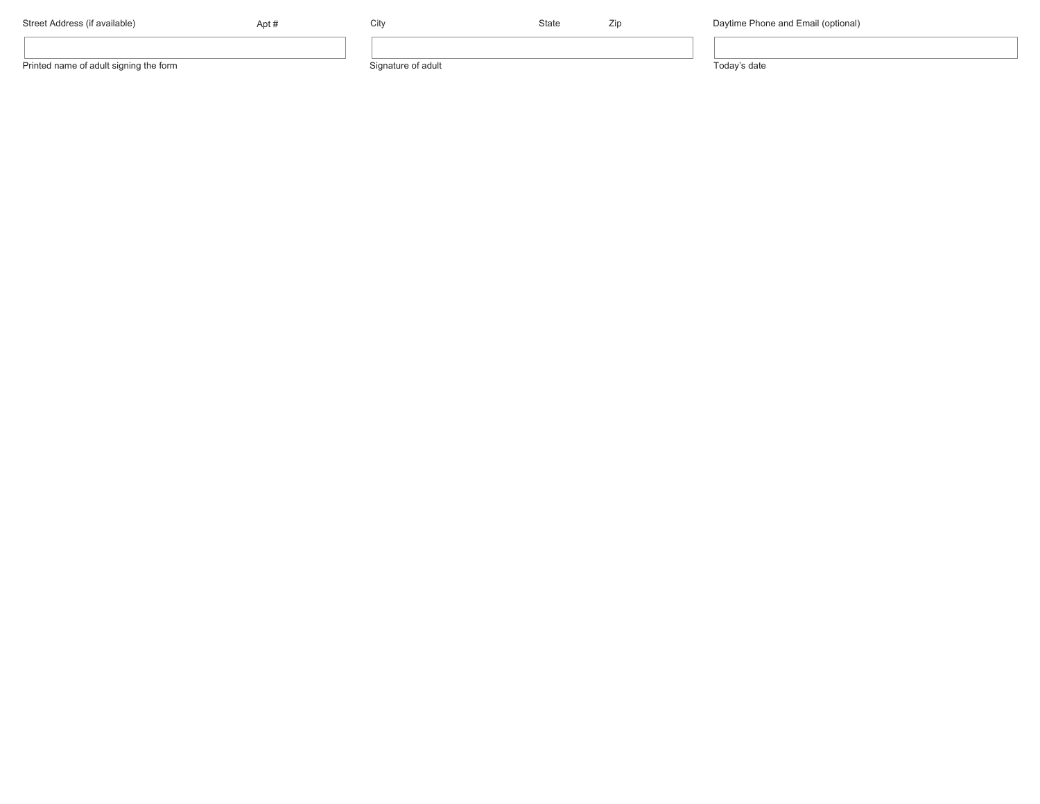| Street Address (if available) | Apt # | City | State | Zip | Daytime Phone and Email (optional) |
|---|---|---|---|---|---|

| | | |
|---|---|---|
| | | |
| Printed name of adult signing the form | Signature of adult | Today's date |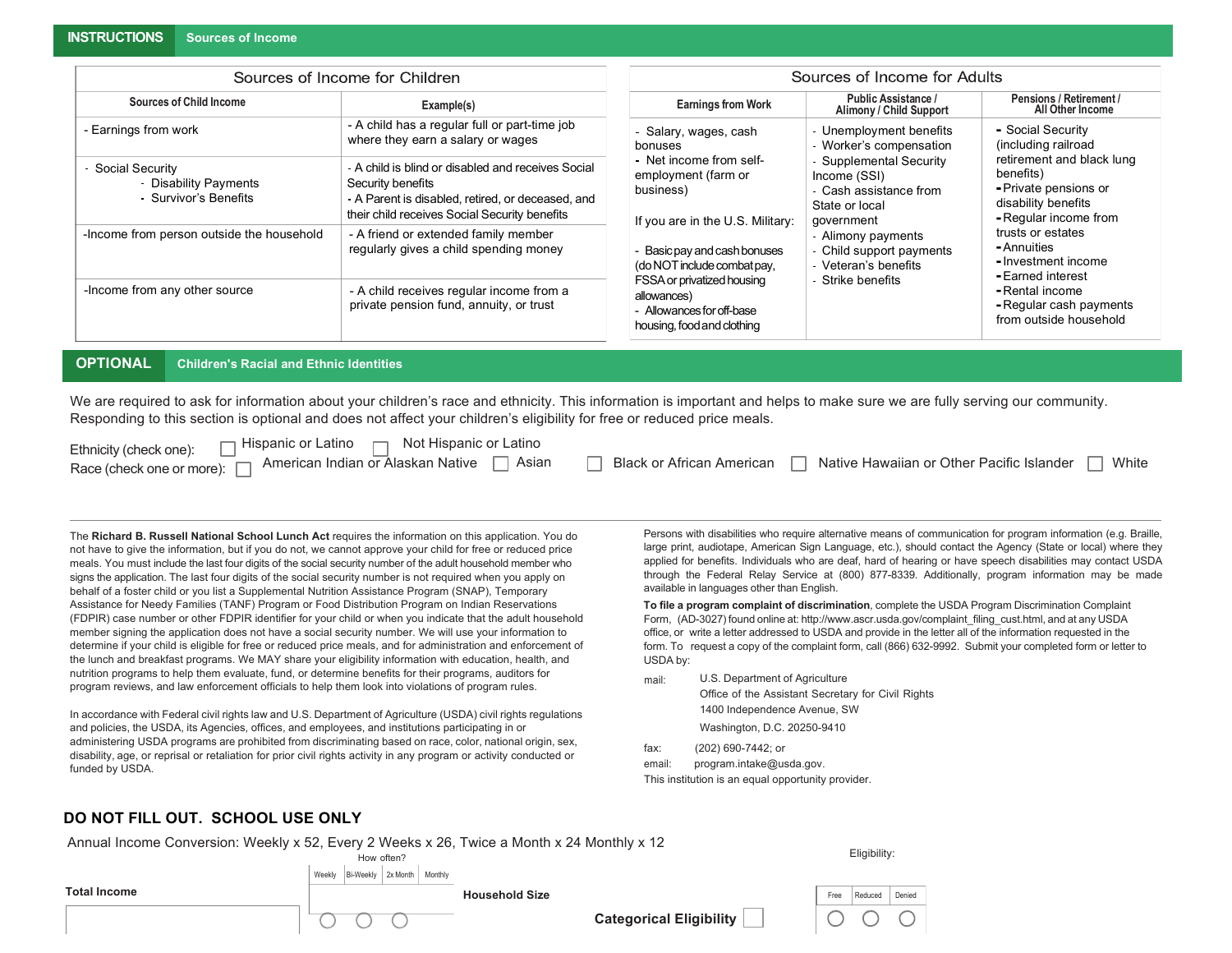## INSTRUCTIONS Sources of Income

### Sources of Income for Children

| Sources of Child Income | Example(s) |
|---|---|
| - Earnings from work | - A child has a regular full or part-time job where they earn a salary or wages |
| - Social Security<br>- Disability Payments<br>- Survivor's Benefits | - A child is blind or disabled and receives Social Security benefits<br>- A Parent is disabled, retired, or deceased, and their child receives Social Security benefits |
| -Income from person outside the household | - A friend or extended family member regularly gives a child spending money |
| -Income from any other source | - A child receives regular income from a private pension fund, annuity, or trust |

### Sources of Income for Adults

| Earnings from Work | Public Assistance / Alimony / Child Support | Pensions / Retirement / All Other Income |
|---|---|---|
| - Salary, wages, cash bonuses<br>- Net income from self-employment (farm or business)<br><br>If you are in the U.S. Military:<br><br>- Basic pay and cash bonuses (do NOT include combat pay, FSSA or privatized housing allowances)<br>- Allowances for off-base housing, food and clothing | - Unemployment benefits<br>- Worker's compensation<br>- Supplemental Security Income (SSI)<br>- Cash assistance from State or local government<br>- Alimony payments<br>- Child support payments<br>- Veteran's benefits<br>- Strike benefits | - Social Security (including railroad retirement and black lung benefits)<br>- Private pensions or disability benefits<br>- Regular income from trusts or estates<br>- Annuities<br>- Investment income<br>- Earned interest<br>- Rental income<br>- Regular cash payments from outside household |

## OPTIONAL Children's Racial and Ethnic Identities

We are required to ask for information about your children's race and ethnicity. This information is important and helps to make sure we are fully serving our community. Responding to this section is optional and does not affect your children's eligibility for free or reduced price meals.

Ethnicity (check one): ☐ Hispanic or Latino ☐ Not Hispanic or Latino

Race (check one or more): ☐ American Indian or Alaskan Native ☐ Asian ☐ Black or African American ☐ Native Hawaiian or Other Pacific Islander ☐ White

The **Richard B. Russell National School Lunch Act** requires the information on this application. You do not have to give the information, but if you do not, we cannot approve your child for free or reduced price meals. You must include the last four digits of the social security number of the adult household member who signs the application. The last four digits of the social security number is not required when you apply on behalf of a foster child or you list a Supplemental Nutrition Assistance Program (SNAP), Temporary Assistance for Needy Families (TANF) Program or Food Distribution Program on Indian Reservations (FDPIR) case number or other FDPIR identifier for your child or when you indicate that the adult household member signing the application does not have a social security number. We will use your information to determine if your child is eligible for free or reduced price meals, and for administration and enforcement of the lunch and breakfast programs. We MAY share your eligibility information with education, health, and nutrition programs to help them evaluate, fund, or determine benefits for their programs, auditors for program reviews, and law enforcement officials to help them look into violations of program rules.

In accordance with Federal civil rights law and U.S. Department of Agriculture (USDA) civil rights regulations and policies, the USDA, its Agencies, offices, and employees, and institutions participating in or administering USDA programs are prohibited from discriminating based on race, color, national origin, sex, disability, age, or reprisal or retaliation for prior civil rights activity in any program or activity conducted or funded by USDA.

Persons with disabilities who require alternative means of communication for program information (e.g. Braille, large print, audiotape, American Sign Language, etc.), should contact the Agency (State or local) where they applied for benefits. Individuals who are deaf, hard of hearing or have speech disabilities may contact USDA through the Federal Relay Service at (800) 877-8339. Additionally, program information may be made available in languages other than English.

**To file a program complaint of discrimination**, complete the USDA Program Discrimination Complaint Form, (AD-3027) found online at: http://www.ascr.usda.gov/complaint_filing_cust.html, and at any USDA office, or write a letter addressed to USDA and provide in the letter all of the information requested in the form. To request a copy of the complaint form, call (866) 632-9992. Submit your completed form or letter to USDA by:

mail: U.S. Department of Agriculture
Office of the Assistant Secretary for Civil Rights
1400 Independence Avenue, SW
Washington, D.C. 20250-9410

fax: (202) 690-7442; or

email: program.intake@usda.gov.

This institution is an equal opportunity provider.

## DO NOT FILL OUT. SCHOOL USE ONLY

Annual Income Conversion: Weekly x 52, Every 2 Weeks x 26, Twice a Month x 24 Monthly x 12

**Total Income** ______

How often? ○ Weekly ○ Bi-Weekly ○ 2x Month ○ Monthly

**Household Size**

**Categorical Eligibility** ☐

Eligibility: ○ Free ○ Reduced ○ Denied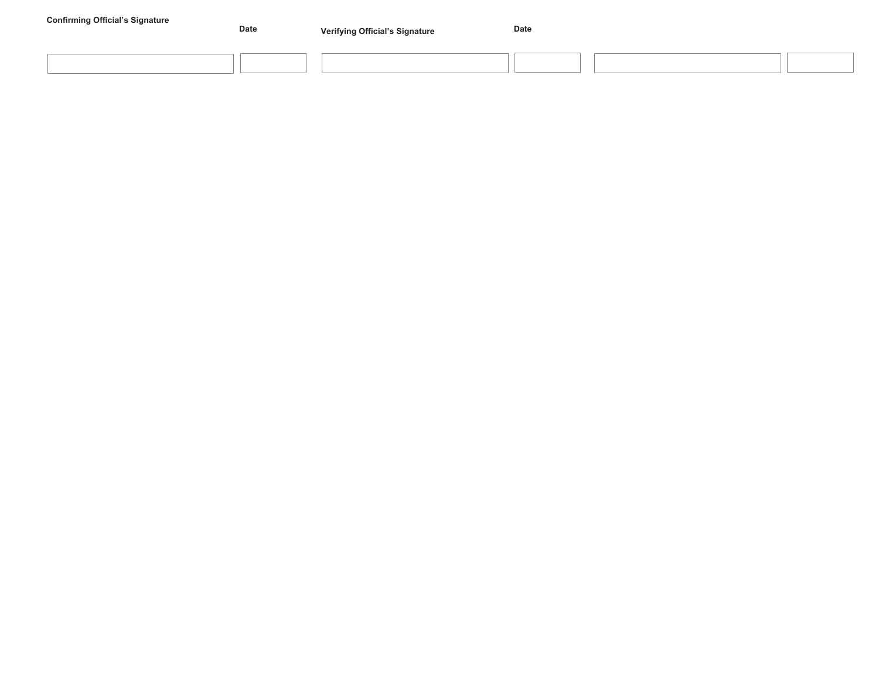| Confirming Official's Signature | Date | Verifying Official's Signature | Date | | |
| --- | --- | --- | --- | --- | --- |
| | | | | | |